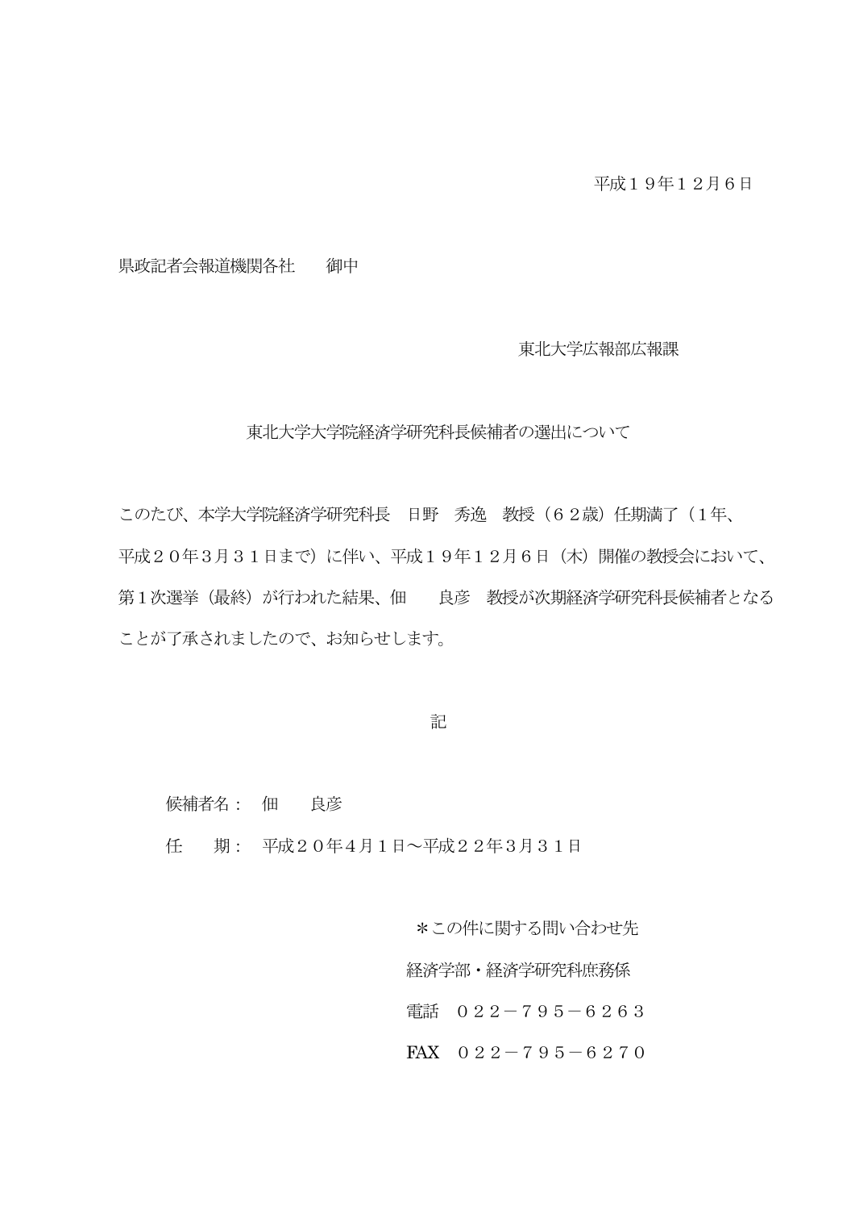平成１９年１２月６日

県政記者会報道機関各社　　御中

東北大学広報部広報課

東北大学大学院経済学研究科長候補者の選出について

このたび、本学大学院経済学研究科長　日野　秀逸　教授（６２歳）任期満了（１年、平成２０年３月３１日まで）に伴い、平成１９年１２月６日（木）開催の教授会において、第１次選挙（最終）が行われた結果、佃　　良彦　教授が次期経済学研究科長候補者となることが了承されましたので、お知らせします。

記

候補者名：　佃　　良彦

任　　期：　平成２０年4月１日～平成２２年3月３１日

＊この件に関する問い合わせ先

経済学部・経済学研究科庶務係

電話　０２２－７９５－６２６３

FAX　０２２－７９５－６２７０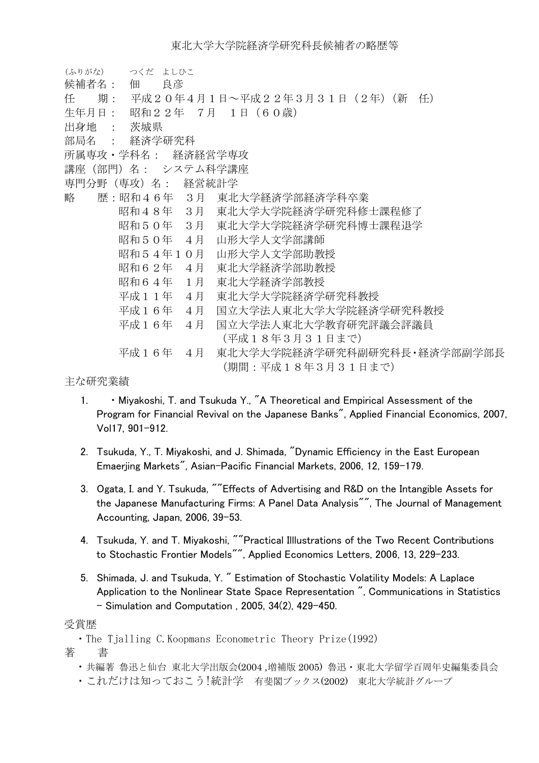# 東北大学大学院経済学研究科長候補者の略歴等

（ふりがな）　　つくだ　よしひこ

候補者名：　佃　　良彦

任　　期：　平成２０年４月１日～平成２２年３月３１日（２年）（新　任）

生年月日：　昭和２２年　７月　１日（６０歳）

出身地　：　茨城県

部局名　：　経済学研究科

所属専攻・学科名：　経済経営学専攻

講座（部門）名：　システム科学講座

専門分野（専攻）名：　経営統計学

略　　歴：
- 昭和４６年　３月　東北大学経済学部経済学科卒業
- 昭和４８年　３月　東北大学大学院経済学研究科修士課程修了
- 昭和５０年　３月　東北大学大学院経済学研究科博士課程退学
- 昭和５０年　４月　山形大学人文学部講師
- 昭和５４年１０月　山形大学人文学部助教授
- 昭和６２年　４月　東北大学経済学部助教授
- 昭和６４年　１月　東北大学経済学部教授
- 平成１１年　４月　東北大学大学院経済学研究科教授
- 平成１６年　４月　国立大学法人東北大学大学院経済学研究科教授
- 平成１６年　４月　国立大学法人東北大学教育研究評議会評議員（平成１８年３月３１日まで）
- 平成１６年　４月　東北大学大学院経済学研究科副研究科長･経済学部副学部長（期間：平成１８年３月３１日まで）

主な研究業績

1. ・Miyakoshi, T. and Tsukuda Y., "A Theoretical and Empirical Assessment of the Program for Financial Revival on the Japanese Banks", Applied Financial Economics, 2007, Vol17, 901-912.
2. Tsukuda, Y., T. Miyakoshi, and J. Shimada, "Dynamic Efficiency in the East European Emaerjing Markets", Asian-Pacific Financial Markets, 2006, 12, 159-179.
3. Ogata, I. and Y. Tsukuda, ""Effects of Advertising and R&D on the Intangible Assets for the Japanese Manufacturing Firms: A Panel Data Analysis"", The Journal of Management Accounting, Japan, 2006, 39-53.
4. Tsukuda, Y. and T. Miyakoshi, ""Practical Illlustrations of the Two Recent Contributions to Stochastic Frontier Models"", Applied Economics Letters, 2006, 13, 229-233.
5. Shimada, J. and Tsukuda, Y. " Estimation of Stochastic Volatility Models: A Laplace Application to the Nonlinear State Space Representation ", Communications in Statistics - Simulation and Computation , 2005, 34(2), 429-450.

受賞歴

・The Tjalling C.Koopmans Econometric Theory Prize(1992)

著　　書

・共編著 魯迅と仙台 東北大学出版会(2004 ,増補版 2005) 魯迅・東北大学留学百周年史編集委員会

・これだけは知っておこう!統計学　有斐閣ブックス(2002)　東北大学統計グループ